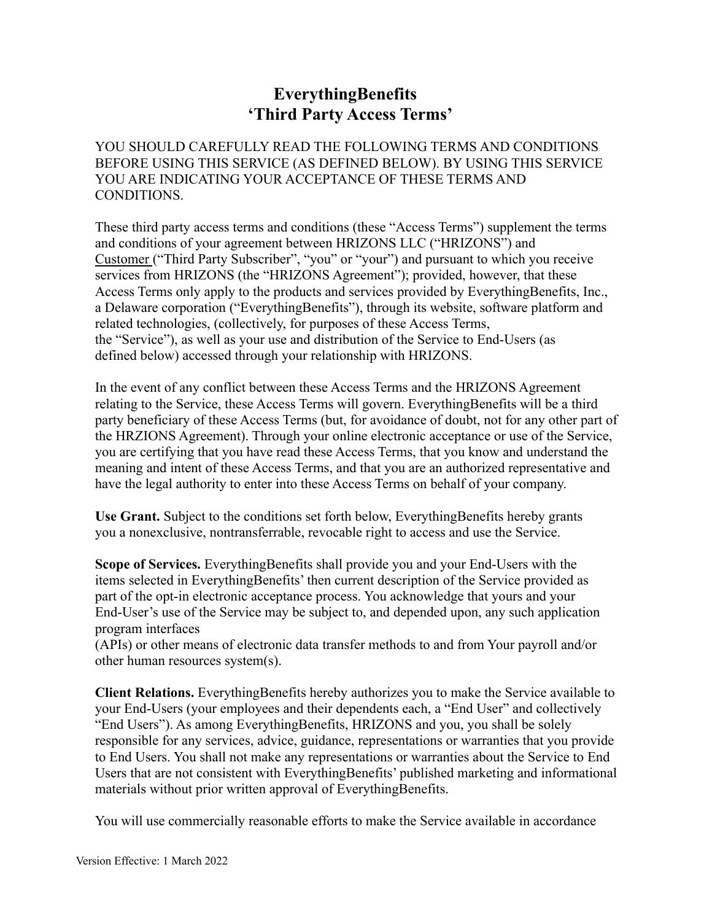# EverythingBenefits
# 'Third Party Access Terms'

YOU SHOULD CAREFULLY READ THE FOLLOWING TERMS AND CONDITIONS BEFORE USING THIS SERVICE (AS DEFINED BELOW). BY USING THIS SERVICE YOU ARE INDICATING YOUR ACCEPTANCE OF THESE TERMS AND CONDITIONS.

These third party access terms and conditions (these "Access Terms") supplement the terms and conditions of your agreement between HRIZONS LLC ("HRIZONS") and Customer ("Third Party Subscriber", "you" or "your") and pursuant to which you receive services from HRIZONS (the "HRIZONS Agreement"); provided, however, that these Access Terms only apply to the products and services provided by EverythingBenefits, Inc., a Delaware corporation ("EverythingBenefits"), through its website, software platform and related technologies, (collectively, for purposes of these Access Terms, the "Service"), as well as your use and distribution of the Service to End-Users (as defined below) accessed through your relationship with HRIZONS.

In the event of any conflict between these Access Terms and the HRIZONS Agreement relating to the Service, these Access Terms will govern. EverythingBenefits will be a third party beneficiary of these Access Terms (but, for avoidance of doubt, not for any other part of the HRZIONS Agreement). Through your online electronic acceptance or use of the Service, you are certifying that you have read these Access Terms, that you know and understand the meaning and intent of these Access Terms, and that you are an authorized representative and have the legal authority to enter into these Access Terms on behalf of your company.

**Use Grant.** Subject to the conditions set forth below, EverythingBenefits hereby grants you a nonexclusive, nontransferrable, revocable right to access and use the Service.

**Scope of Services.** EverythingBenefits shall provide you and your End-Users with the items selected in EverythingBenefits' then current description of the Service provided as part of the opt-in electronic acceptance process. You acknowledge that yours and your End-User's use of the Service may be subject to, and depended upon, any such application program interfaces (APIs) or other means of electronic data transfer methods to and from Your payroll and/or other human resources system(s).

**Client Relations.** EverythingBenefits hereby authorizes you to make the Service available to your End-Users (your employees and their dependents each, a "End User" and collectively "End Users"). As among EverythingBenefits, HRIZONS and you, you shall be solely responsible for any services, advice, guidance, representations or warranties that you provide to End Users. You shall not make any representations or warranties about the Service to End Users that are not consistent with EverythingBenefits' published marketing and informational materials without prior written approval of EverythingBenefits.

You will use commercially reasonable efforts to make the Service available in accordance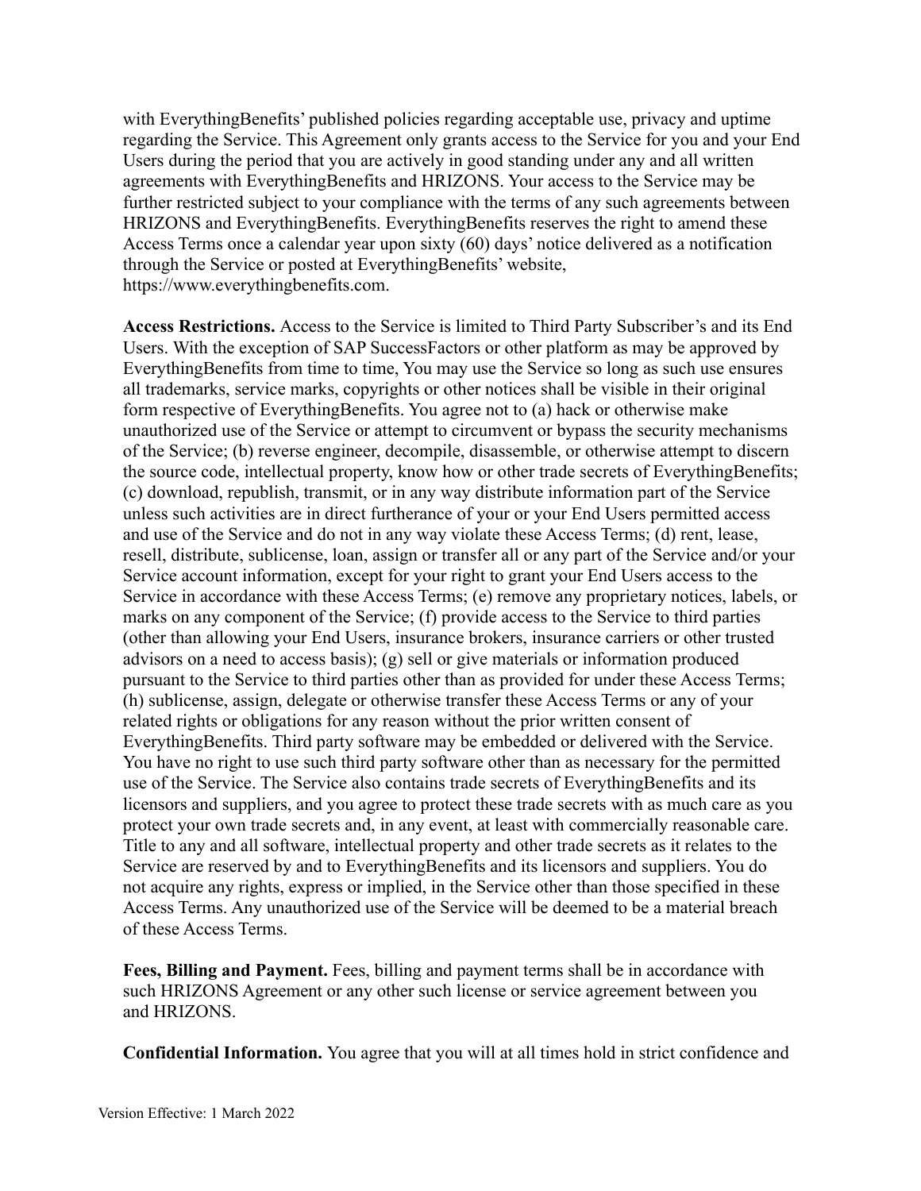with EverythingBenefits' published policies regarding acceptable use, privacy and uptime regarding the Service. This Agreement only grants access to the Service for you and your End Users during the period that you are actively in good standing under any and all written agreements with EverythingBenefits and HRIZONS. Your access to the Service may be further restricted subject to your compliance with the terms of any such agreements between HRIZONS and EverythingBenefits. EverythingBenefits reserves the right to amend these Access Terms once a calendar year upon sixty (60) days' notice delivered as a notification through the Service or posted at EverythingBenefits' website, https://www.everythingbenefits.com.

**Access Restrictions.** Access to the Service is limited to Third Party Subscriber's and its End Users. With the exception of SAP SuccessFactors or other platform as may be approved by EverythingBenefits from time to time, You may use the Service so long as such use ensures all trademarks, service marks, copyrights or other notices shall be visible in their original form respective of EverythingBenefits. You agree not to (a) hack or otherwise make unauthorized use of the Service or attempt to circumvent or bypass the security mechanisms of the Service; (b) reverse engineer, decompile, disassemble, or otherwise attempt to discern the source code, intellectual property, know how or other trade secrets of EverythingBenefits; (c) download, republish, transmit, or in any way distribute information part of the Service unless such activities are in direct furtherance of your or your End Users permitted access and use of the Service and do not in any way violate these Access Terms; (d) rent, lease, resell, distribute, sublicense, loan, assign or transfer all or any part of the Service and/or your Service account information, except for your right to grant your End Users access to the Service in accordance with these Access Terms; (e) remove any proprietary notices, labels, or marks on any component of the Service; (f) provide access to the Service to third parties (other than allowing your End Users, insurance brokers, insurance carriers or other trusted advisors on a need to access basis); (g) sell or give materials or information produced pursuant to the Service to third parties other than as provided for under these Access Terms; (h) sublicense, assign, delegate or otherwise transfer these Access Terms or any of your related rights or obligations for any reason without the prior written consent of EverythingBenefits. Third party software may be embedded or delivered with the Service. You have no right to use such third party software other than as necessary for the permitted use of the Service. The Service also contains trade secrets of EverythingBenefits and its licensors and suppliers, and you agree to protect these trade secrets with as much care as you protect your own trade secrets and, in any event, at least with commercially reasonable care. Title to any and all software, intellectual property and other trade secrets as it relates to the Service are reserved by and to EverythingBenefits and its licensors and suppliers. You do not acquire any rights, express or implied, in the Service other than those specified in these Access Terms. Any unauthorized use of the Service will be deemed to be a material breach of these Access Terms.

**Fees, Billing and Payment.** Fees, billing and payment terms shall be in accordance with such HRIZONS Agreement or any other such license or service agreement between you and HRIZONS.

**Confidential Information.** You agree that you will at all times hold in strict confidence and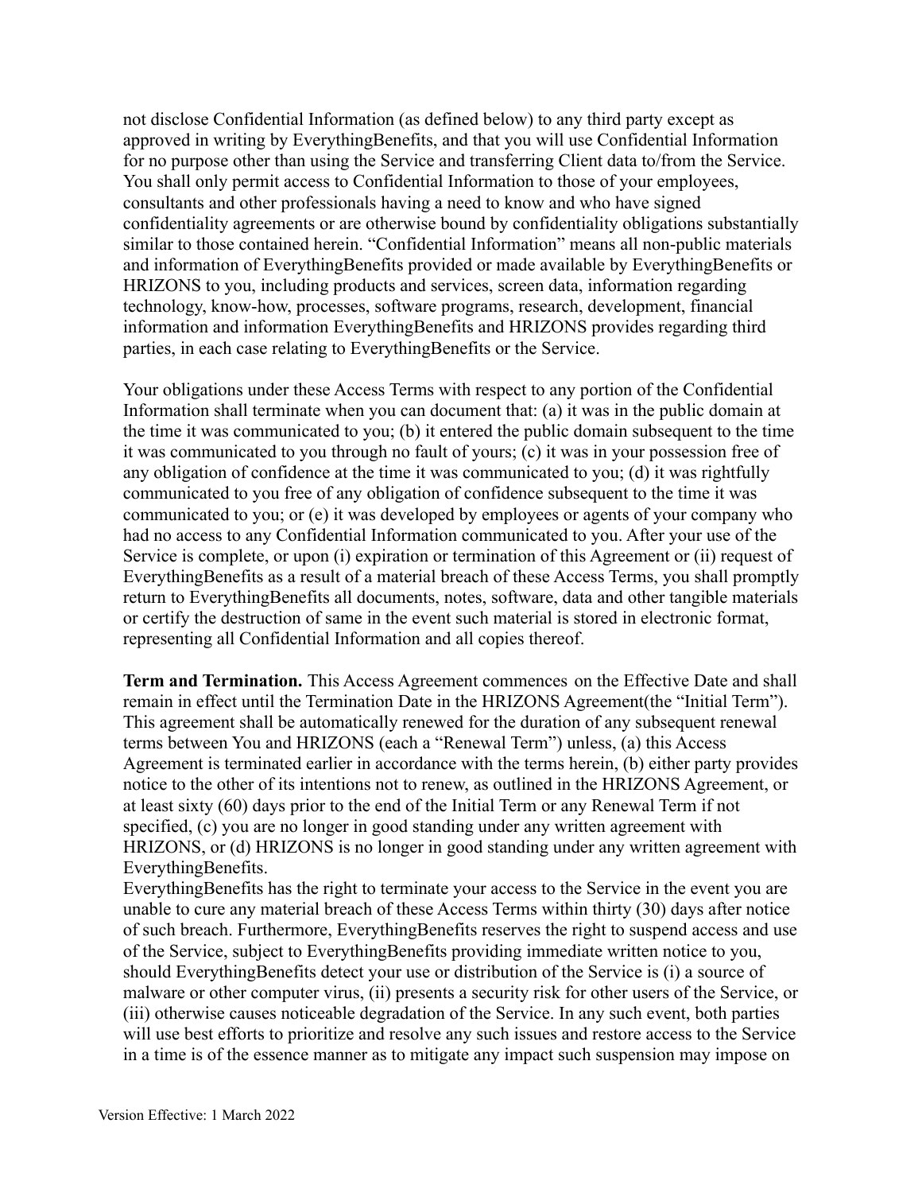not disclose Confidential Information (as defined below) to any third party except as approved in writing by EverythingBenefits, and that you will use Confidential Information for no purpose other than using the Service and transferring Client data to/from the Service. You shall only permit access to Confidential Information to those of your employees, consultants and other professionals having a need to know and who have signed confidentiality agreements or are otherwise bound by confidentiality obligations substantially similar to those contained herein. "Confidential Information" means all non-public materials and information of EverythingBenefits provided or made available by EverythingBenefits or HRIZONS to you, including products and services, screen data, information regarding technology, know-how, processes, software programs, research, development, financial information and information EverythingBenefits and HRIZONS provides regarding third parties, in each case relating to EverythingBenefits or the Service.

Your obligations under these Access Terms with respect to any portion of the Confidential Information shall terminate when you can document that: (a) it was in the public domain at the time it was communicated to you; (b) it entered the public domain subsequent to the time it was communicated to you through no fault of yours; (c) it was in your possession free of any obligation of confidence at the time it was communicated to you; (d) it was rightfully communicated to you free of any obligation of confidence subsequent to the time it was communicated to you; or (e) it was developed by employees or agents of your company who had no access to any Confidential Information communicated to you. After your use of the Service is complete, or upon (i) expiration or termination of this Agreement or (ii) request of EverythingBenefits as a result of a material breach of these Access Terms, you shall promptly return to EverythingBenefits all documents, notes, software, data and other tangible materials or certify the destruction of same in the event such material is stored in electronic format, representing all Confidential Information and all copies thereof.

**Term and Termination.** This Access Agreement commences on the Effective Date and shall remain in effect until the Termination Date in the HRIZONS Agreement(the "Initial Term"). This agreement shall be automatically renewed for the duration of any subsequent renewal terms between You and HRIZONS (each a "Renewal Term") unless, (a) this Access Agreement is terminated earlier in accordance with the terms herein, (b) either party provides notice to the other of its intentions not to renew, as outlined in the HRIZONS Agreement, or at least sixty (60) days prior to the end of the Initial Term or any Renewal Term if not specified, (c) you are no longer in good standing under any written agreement with HRIZONS, or (d) HRIZONS is no longer in good standing under any written agreement with EverythingBenefits.

EverythingBenefits has the right to terminate your access to the Service in the event you are unable to cure any material breach of these Access Terms within thirty (30) days after notice of such breach. Furthermore, EverythingBenefits reserves the right to suspend access and use of the Service, subject to EverythingBenefits providing immediate written notice to you, should EverythingBenefits detect your use or distribution of the Service is (i) a source of malware or other computer virus, (ii) presents a security risk for other users of the Service, or (iii) otherwise causes noticeable degradation of the Service. In any such event, both parties will use best efforts to prioritize and resolve any such issues and restore access to the Service in a time is of the essence manner as to mitigate any impact such suspension may impose on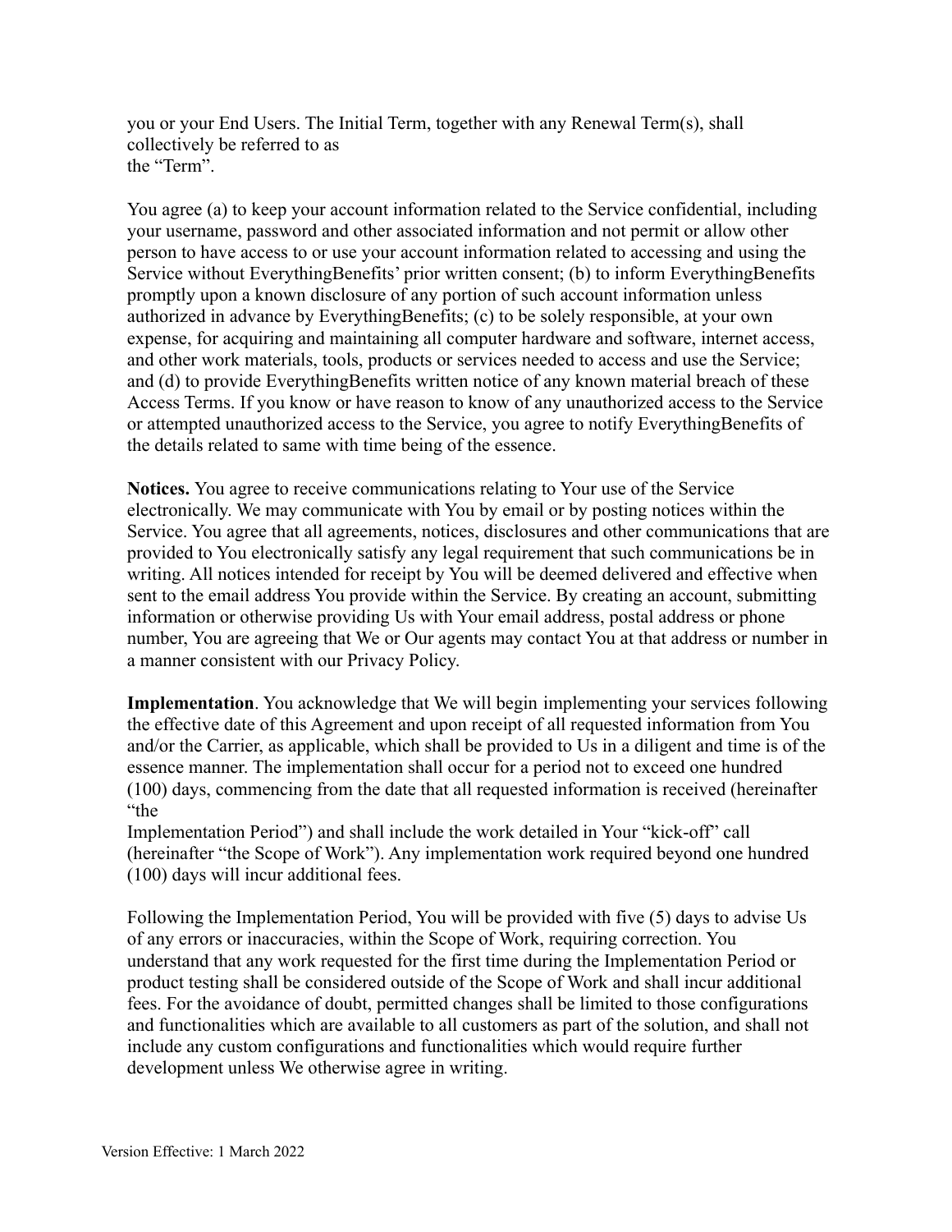you or your End Users. The Initial Term, together with any Renewal Term(s), shall collectively be referred to as the "Term".

You agree (a) to keep your account information related to the Service confidential, including your username, password and other associated information and not permit or allow other person to have access to or use your account information related to accessing and using the Service without EverythingBenefits' prior written consent; (b) to inform EverythingBenefits promptly upon a known disclosure of any portion of such account information unless authorized in advance by EverythingBenefits; (c) to be solely responsible, at your own expense, for acquiring and maintaining all computer hardware and software, internet access, and other work materials, tools, products or services needed to access and use the Service; and (d) to provide EverythingBenefits written notice of any known material breach of these Access Terms. If you know or have reason to know of any unauthorized access to the Service or attempted unauthorized access to the Service, you agree to notify EverythingBenefits of the details related to same with time being of the essence.

**Notices.** You agree to receive communications relating to Your use of the Service electronically. We may communicate with You by email or by posting notices within the Service. You agree that all agreements, notices, disclosures and other communications that are provided to You electronically satisfy any legal requirement that such communications be in writing. All notices intended for receipt by You will be deemed delivered and effective when sent to the email address You provide within the Service. By creating an account, submitting information or otherwise providing Us with Your email address, postal address or phone number, You are agreeing that We or Our agents may contact You at that address or number in a manner consistent with our Privacy Policy.

**Implementation**. You acknowledge that We will begin implementing your services following the effective date of this Agreement and upon receipt of all requested information from You and/or the Carrier, as applicable, which shall be provided to Us in a diligent and time is of the essence manner. The implementation shall occur for a period not to exceed one hundred (100) days, commencing from the date that all requested information is received (hereinafter "the Implementation Period") and shall include the work detailed in Your "kick-off" call (hereinafter "the Scope of Work"). Any implementation work required beyond one hundred (100) days will incur additional fees.

Following the Implementation Period, You will be provided with five (5) days to advise Us of any errors or inaccuracies, within the Scope of Work, requiring correction. You understand that any work requested for the first time during the Implementation Period or product testing shall be considered outside of the Scope of Work and shall incur additional fees. For the avoidance of doubt, permitted changes shall be limited to those configurations and functionalities which are available to all customers as part of the solution, and shall not include any custom configurations and functionalities which would require further development unless We otherwise agree in writing.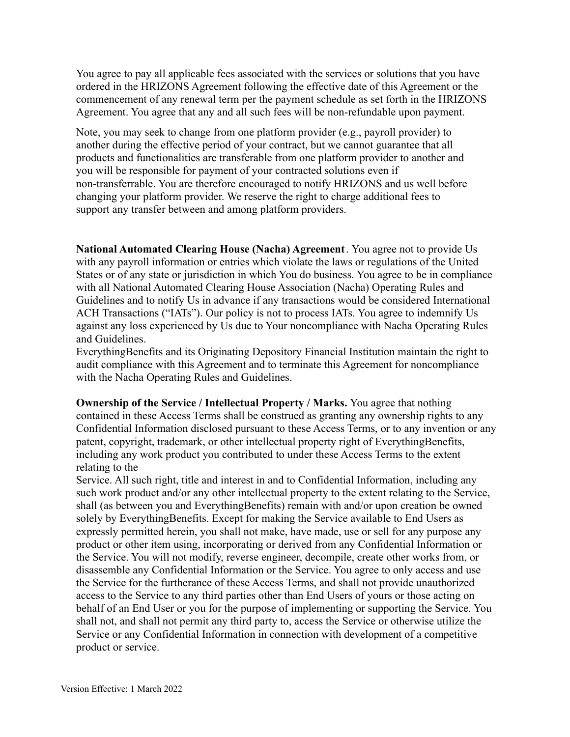You agree to pay all applicable fees associated with the services or solutions that you have ordered in the HRIZONS Agreement following the effective date of this Agreement or the commencement of any renewal term per the payment schedule as set forth in the HRIZONS Agreement. You agree that any and all such fees will be non-refundable upon payment.

Note, you may seek to change from one platform provider (e.g., payroll provider) to another during the effective period of your contract, but we cannot guarantee that all products and functionalities are transferable from one platform provider to another and you will be responsible for payment of your contracted solutions even if non-transferrable. You are therefore encouraged to notify HRIZONS and us well before changing your platform provider. We reserve the right to charge additional fees to support any transfer between and among platform providers.

**National Automated Clearing House (Nacha) Agreement**. You agree not to provide Us with any payroll information or entries which violate the laws or regulations of the United States or of any state or jurisdiction in which You do business. You agree to be in compliance with all National Automated Clearing House Association (Nacha) Operating Rules and Guidelines and to notify Us in advance if any transactions would be considered International ACH Transactions ("IATs"). Our policy is not to process IATs. You agree to indemnify Us against any loss experienced by Us due to Your noncompliance with Nacha Operating Rules and Guidelines.
EverythingBenefits and its Originating Depository Financial Institution maintain the right to audit compliance with this Agreement and to terminate this Agreement for noncompliance with the Nacha Operating Rules and Guidelines.

**Ownership of the Service / Intellectual Property / Marks.** You agree that nothing contained in these Access Terms shall be construed as granting any ownership rights to any Confidential Information disclosed pursuant to these Access Terms, or to any invention or any patent, copyright, trademark, or other intellectual property right of EverythingBenefits, including any work product you contributed to under these Access Terms to the extent relating to the Service. All such right, title and interest in and to Confidential Information, including any such work product and/or any other intellectual property to the extent relating to the Service, shall (as between you and EverythingBenefits) remain with and/or upon creation be owned solely by EverythingBenefits. Except for making the Service available to End Users as expressly permitted herein, you shall not make, have made, use or sell for any purpose any product or other item using, incorporating or derived from any Confidential Information or the Service. You will not modify, reverse engineer, decompile, create other works from, or disassemble any Confidential Information or the Service. You agree to only access and use the Service for the furtherance of these Access Terms, and shall not provide unauthorized access to the Service to any third parties other than End Users of yours or those acting on behalf of an End User or you for the purpose of implementing or supporting the Service. You shall not, and shall not permit any third party to, access the Service or otherwise utilize the Service or any Confidential Information in connection with development of a competitive product or service.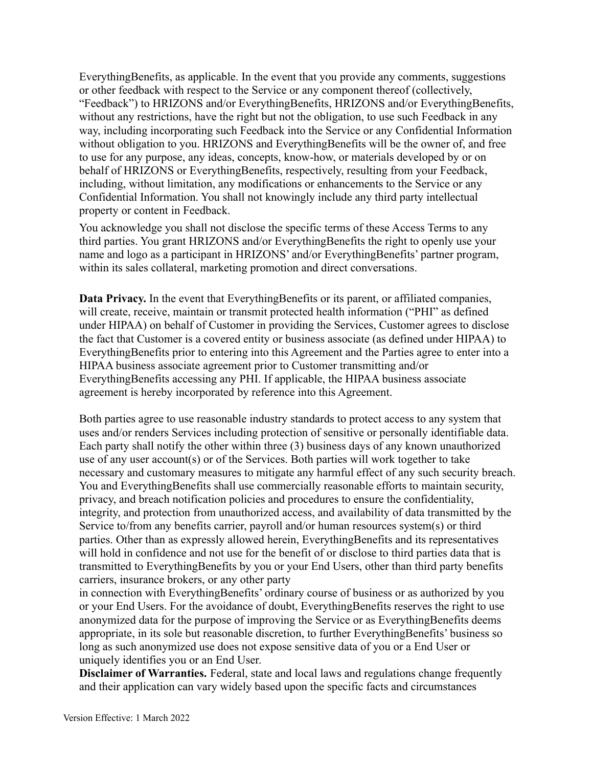EverythingBenefits, as applicable. In the event that you provide any comments, suggestions or other feedback with respect to the Service or any component thereof (collectively, "Feedback") to HRIZONS and/or EverythingBenefits, HRIZONS and/or EverythingBenefits, without any restrictions, have the right but not the obligation, to use such Feedback in any way, including incorporating such Feedback into the Service or any Confidential Information without obligation to you. HRIZONS and EverythingBenefits will be the owner of, and free to use for any purpose, any ideas, concepts, know-how, or materials developed by or on behalf of HRIZONS or EverythingBenefits, respectively, resulting from your Feedback, including, without limitation, any modifications or enhancements to the Service or any Confidential Information. You shall not knowingly include any third party intellectual property or content in Feedback.

You acknowledge you shall not disclose the specific terms of these Access Terms to any third parties. You grant HRIZONS and/or EverythingBenefits the right to openly use your name and logo as a participant in HRIZONS' and/or EverythingBenefits' partner program, within its sales collateral, marketing promotion and direct conversations.

**Data Privacy.** In the event that EverythingBenefits or its parent, or affiliated companies, will create, receive, maintain or transmit protected health information ("PHI" as defined under HIPAA) on behalf of Customer in providing the Services, Customer agrees to disclose the fact that Customer is a covered entity or business associate (as defined under HIPAA) to EverythingBenefits prior to entering into this Agreement and the Parties agree to enter into a HIPAA business associate agreement prior to Customer transmitting and/or EverythingBenefits accessing any PHI. If applicable, the HIPAA business associate agreement is hereby incorporated by reference into this Agreement.

Both parties agree to use reasonable industry standards to protect access to any system that uses and/or renders Services including protection of sensitive or personally identifiable data. Each party shall notify the other within three (3) business days of any known unauthorized use of any user account(s) or of the Services. Both parties will work together to take necessary and customary measures to mitigate any harmful effect of any such security breach. You and EverythingBenefits shall use commercially reasonable efforts to maintain security, privacy, and breach notification policies and procedures to ensure the confidentiality, integrity, and protection from unauthorized access, and availability of data transmitted by the Service to/from any benefits carrier, payroll and/or human resources system(s) or third parties. Other than as expressly allowed herein, EverythingBenefits and its representatives will hold in confidence and not use for the benefit of or disclose to third parties data that is transmitted to EverythingBenefits by you or your End Users, other than third party benefits carriers, insurance brokers, or any other party in connection with EverythingBenefits' ordinary course of business or as authorized by you or your End Users. For the avoidance of doubt, EverythingBenefits reserves the right to use anonymized data for the purpose of improving the Service or as EverythingBenefits deems appropriate, in its sole but reasonable discretion, to further EverythingBenefits' business so long as such anonymized use does not expose sensitive data of you or a End User or uniquely identifies you or an End User.

**Disclaimer of Warranties.** Federal, state and local laws and regulations change frequently and their application can vary widely based upon the specific facts and circumstances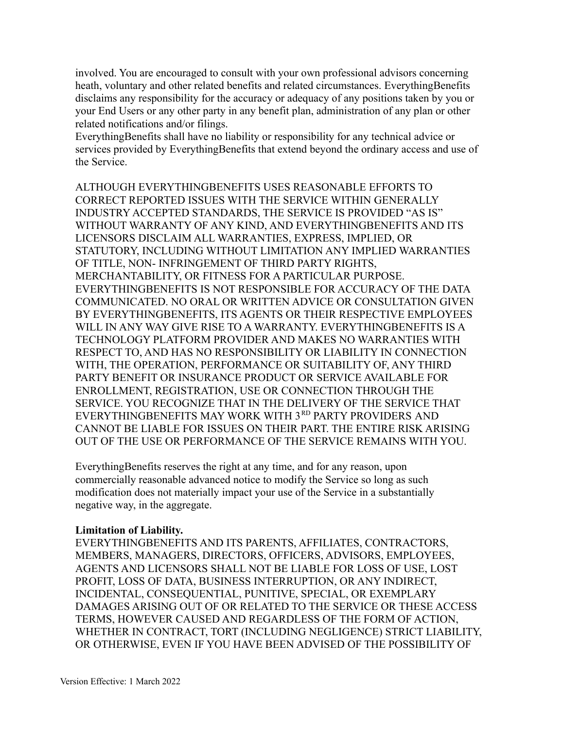involved. You are encouraged to consult with your own professional advisors concerning heath, voluntary and other related benefits and related circumstances. EverythingBenefits disclaims any responsibility for the accuracy or adequacy of any positions taken by you or your End Users or any other party in any benefit plan, administration of any plan or other related notifications and/or filings.
EverythingBenefits shall have no liability or responsibility for any technical advice or services provided by EverythingBenefits that extend beyond the ordinary access and use of the Service.

ALTHOUGH EVERYTHINGBENEFITS USES REASONABLE EFFORTS TO CORRECT REPORTED ISSUES WITH THE SERVICE WITHIN GENERALLY INDUSTRY ACCEPTED STANDARDS, THE SERVICE IS PROVIDED "AS IS" WITHOUT WARRANTY OF ANY KIND, AND EVERYTHINGBENEFITS AND ITS LICENSORS DISCLAIM ALL WARRANTIES, EXPRESS, IMPLIED, OR STATUTORY, INCLUDING WITHOUT LIMITATION ANY IMPLIED WARRANTIES OF TITLE, NON- INFRINGEMENT OF THIRD PARTY RIGHTS, MERCHANTABILITY, OR FITNESS FOR A PARTICULAR PURPOSE. EVERYTHINGBENEFITS IS NOT RESPONSIBLE FOR ACCURACY OF THE DATA COMMUNICATED. NO ORAL OR WRITTEN ADVICE OR CONSULTATION GIVEN BY EVERYTHINGBENEFITS, ITS AGENTS OR THEIR RESPECTIVE EMPLOYEES WILL IN ANY WAY GIVE RISE TO A WARRANTY. EVERYTHINGBENEFITS IS A TECHNOLOGY PLATFORM PROVIDER AND MAKES NO WARRANTIES WITH RESPECT TO, AND HAS NO RESPONSIBILITY OR LIABILITY IN CONNECTION WITH, THE OPERATION, PERFORMANCE OR SUITABILITY OF, ANY THIRD PARTY BENEFIT OR INSURANCE PRODUCT OR SERVICE AVAILABLE FOR ENROLLMENT, REGISTRATION, USE OR CONNECTION THROUGH THE SERVICE. YOU RECOGNIZE THAT IN THE DELIVERY OF THE SERVICE THAT EVERYTHINGBENEFITS MAY WORK WITH 3RD PARTY PROVIDERS AND CANNOT BE LIABLE FOR ISSUES ON THEIR PART. THE ENTIRE RISK ARISING OUT OF THE USE OR PERFORMANCE OF THE SERVICE REMAINS WITH YOU.

EverythingBenefits reserves the right at any time, and for any reason, upon commercially reasonable advanced notice to modify the Service so long as such modification does not materially impact your use of the Service in a substantially negative way, in the aggregate.

**Limitation of Liability.**
EVERYTHINGBENEFITS AND ITS PARENTS, AFFILIATES, CONTRACTORS, MEMBERS, MANAGERS, DIRECTORS, OFFICERS, ADVISORS, EMPLOYEES, AGENTS AND LICENSORS SHALL NOT BE LIABLE FOR LOSS OF USE, LOST PROFIT, LOSS OF DATA, BUSINESS INTERRUPTION, OR ANY INDIRECT, INCIDENTAL, CONSEQUENTIAL, PUNITIVE, SPECIAL, OR EXEMPLARY DAMAGES ARISING OUT OF OR RELATED TO THE SERVICE OR THESE ACCESS TERMS, HOWEVER CAUSED AND REGARDLESS OF THE FORM OF ACTION, WHETHER IN CONTRACT, TORT (INCLUDING NEGLIGENCE) STRICT LIABILITY, OR OTHERWISE, EVEN IF YOU HAVE BEEN ADVISED OF THE POSSIBILITY OF

Version Effective: 1 March 2022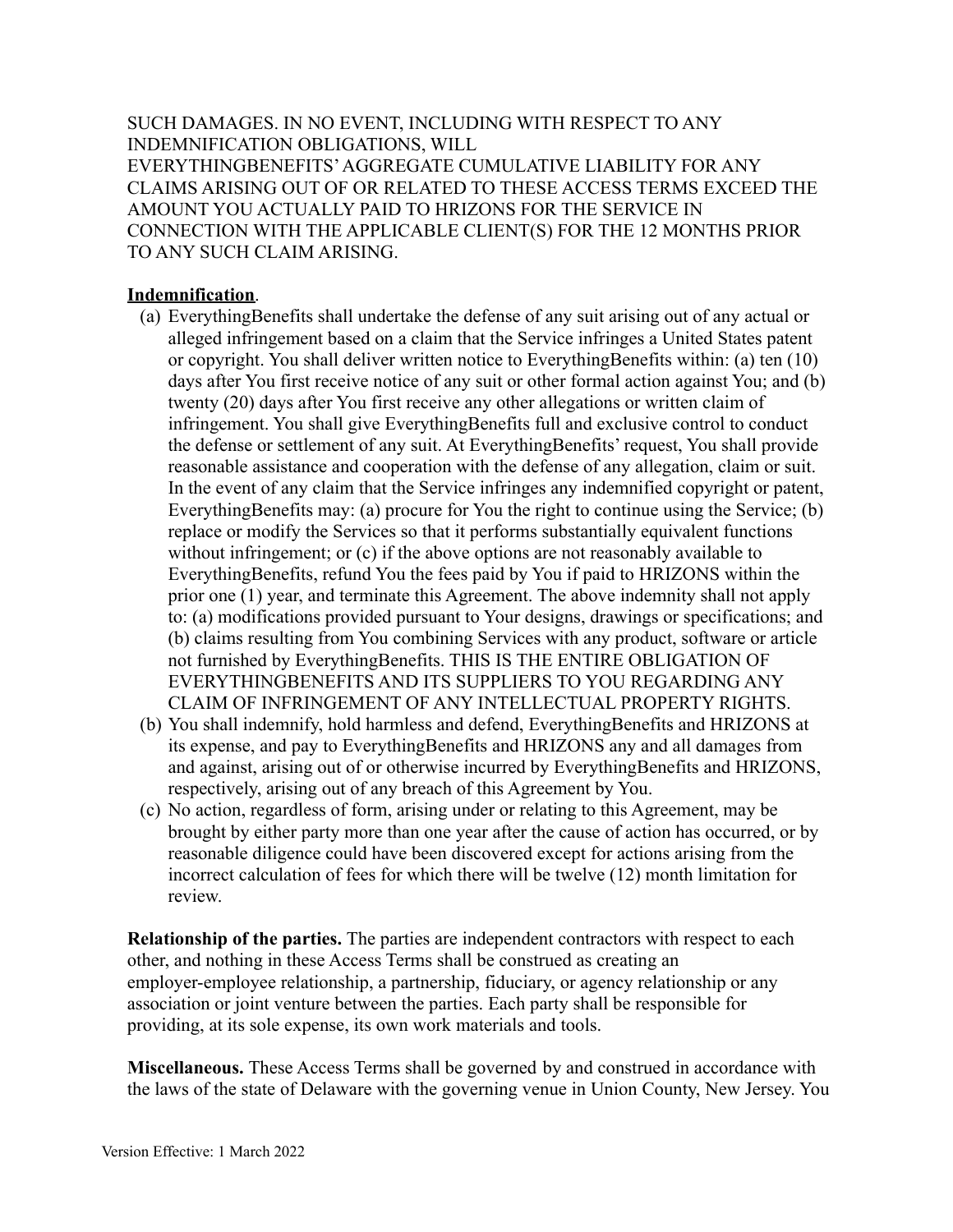SUCH DAMAGES. IN NO EVENT, INCLUDING WITH RESPECT TO ANY INDEMNIFICATION OBLIGATIONS, WILL EVERYTHINGBENEFITS' AGGREGATE CUMULATIVE LIABILITY FOR ANY CLAIMS ARISING OUT OF OR RELATED TO THESE ACCESS TERMS EXCEED THE AMOUNT YOU ACTUALLY PAID TO HRIZONS FOR THE SERVICE IN CONNECTION WITH THE APPLICABLE CLIENT(S) FOR THE 12 MONTHS PRIOR TO ANY SUCH CLAIM ARISING.

**Indemnification**.

(a) EverythingBenefits shall undertake the defense of any suit arising out of any actual or alleged infringement based on a claim that the Service infringes a United States patent or copyright. You shall deliver written notice to EverythingBenefits within: (a) ten (10) days after You first receive notice of any suit or other formal action against You; and (b) twenty (20) days after You first receive any other allegations or written claim of infringement. You shall give EverythingBenefits full and exclusive control to conduct the defense or settlement of any suit. At EverythingBenefits' request, You shall provide reasonable assistance and cooperation with the defense of any allegation, claim or suit. In the event of any claim that the Service infringes any indemnified copyright or patent, EverythingBenefits may: (a) procure for You the right to continue using the Service; (b) replace or modify the Services so that it performs substantially equivalent functions without infringement; or (c) if the above options are not reasonably available to EverythingBenefits, refund You the fees paid by You if paid to HRIZONS within the prior one (1) year, and terminate this Agreement. The above indemnity shall not apply to: (a) modifications provided pursuant to Your designs, drawings or specifications; and (b) claims resulting from You combining Services with any product, software or article not furnished by EverythingBenefits. THIS IS THE ENTIRE OBLIGATION OF EVERYTHINGBENEFITS AND ITS SUPPLIERS TO YOU REGARDING ANY CLAIM OF INFRINGEMENT OF ANY INTELLECTUAL PROPERTY RIGHTS.

(b) You shall indemnify, hold harmless and defend, EverythingBenefits and HRIZONS at its expense, and pay to EverythingBenefits and HRIZONS any and all damages from and against, arising out of or otherwise incurred by EverythingBenefits and HRIZONS, respectively, arising out of any breach of this Agreement by You.

(c) No action, regardless of form, arising under or relating to this Agreement, may be brought by either party more than one year after the cause of action has occurred, or by reasonable diligence could have been discovered except for actions arising from the incorrect calculation of fees for which there will be twelve (12) month limitation for review.

**Relationship of the parties.** The parties are independent contractors with respect to each other, and nothing in these Access Terms shall be construed as creating an employer-employee relationship, a partnership, fiduciary, or agency relationship or any association or joint venture between the parties. Each party shall be responsible for providing, at its sole expense, its own work materials and tools.

**Miscellaneous.** These Access Terms shall be governed by and construed in accordance with the laws of the state of Delaware with the governing venue in Union County, New Jersey. You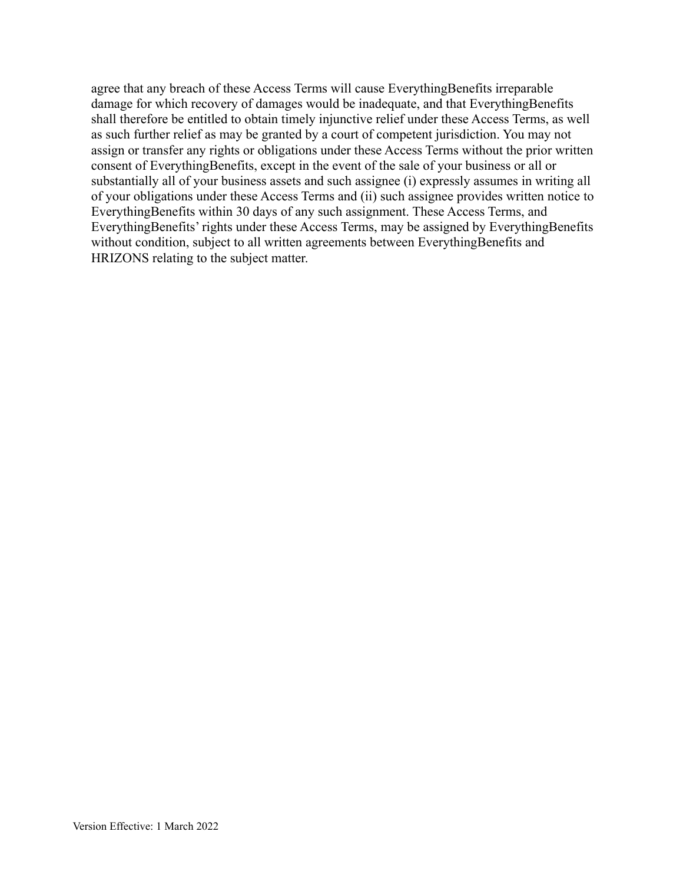agree that any breach of these Access Terms will cause EverythingBenefits irreparable damage for which recovery of damages would be inadequate, and that EverythingBenefits shall therefore be entitled to obtain timely injunctive relief under these Access Terms, as well as such further relief as may be granted by a court of competent jurisdiction. You may not assign or transfer any rights or obligations under these Access Terms without the prior written consent of EverythingBenefits, except in the event of the sale of your business or all or substantially all of your business assets and such assignee (i) expressly assumes in writing all of your obligations under these Access Terms and (ii) such assignee provides written notice to EverythingBenefits within 30 days of any such assignment. These Access Terms, and EverythingBenefits' rights under these Access Terms, may be assigned by EverythingBenefits without condition, subject to all written agreements between EverythingBenefits and HRIZONS relating to the subject matter.

Version Effective: 1 March 2022